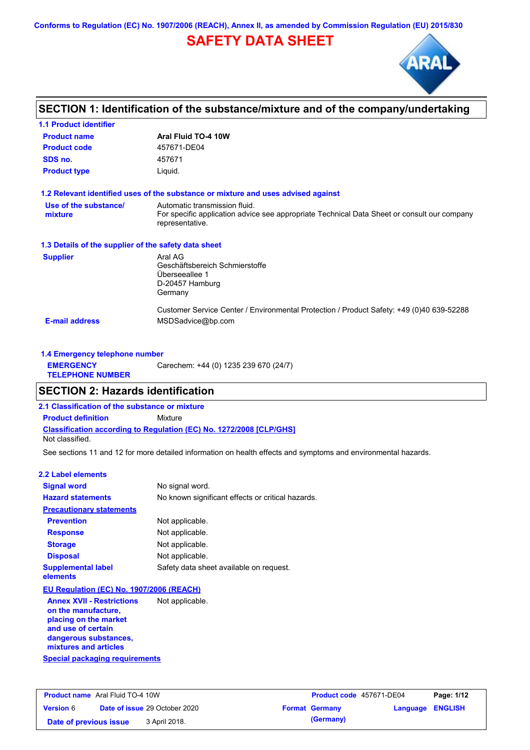Conforms to Regulation (EC) No. 1907/2006 (REACH), Annex II, as amended by Commission Regulation (EU) 2015/830

# SAFETY DATA SHEET

## SECTION 1: Identification of the substance/mixture and of the company/undertaking

### 1.1 Product identifier

| | |
|---|---|
| **Product name** | **Aral Fluid TO-4 10W** |
| **Product code** | 457671-DE04 |
| **SDS no.** | 457671 |
| **Product type** | Liquid. |

### 1.2 Relevant identified uses of the substance or mixture and uses advised against

**Use of the substance/ mixture**
Automatic transmission fluid.
For specific application advice see appropriate Technical Data Sheet or consult our company representative.

### 1.3 Details of the supplier of the safety data sheet

**Supplier**
Aral AG
Geschäftsbereich Schmierstoffe
Überseeallee 1
D-20457 Hamburg
Germany

Customer Service Center / Environmental Protection / Product Safety: +49 (0)40 639-52288

**E-mail address** MSDSadvice@bp.com

### 1.4 Emergency telephone number

**EMERGENCY TELEPHONE NUMBER** Carechem: +44 (0) 1235 239 670 (24/7)

## SECTION 2: Hazards identification

### 2.1 Classification of the substance or mixture

**Product definition** Mixture

**Classification according to Regulation (EC) No. 1272/2008 [CLP/GHS]**
Not classified.

See sections 11 and 12 for more detailed information on health effects and symptoms and environmental hazards.

### 2.2 Label elements

| | |
|---|---|
| **Signal word** | No signal word. |
| **Hazard statements** | No known significant effects or critical hazards. |

**Precautionary statements**

| | |
|---|---|
| **Prevention** | Not applicable. |
| **Response** | Not applicable. |
| **Storage** | Not applicable. |
| **Disposal** | Not applicable. |
| **Supplemental label elements** | Safety data sheet available on request. |

**EU Regulation (EC) No. 1907/2006 (REACH)**

| | |
|---|---|
| **Annex XVII - Restrictions on the manufacture, placing on the market and use of certain dangerous substances, mixtures and articles** | Not applicable. |

**Special packaging requirements**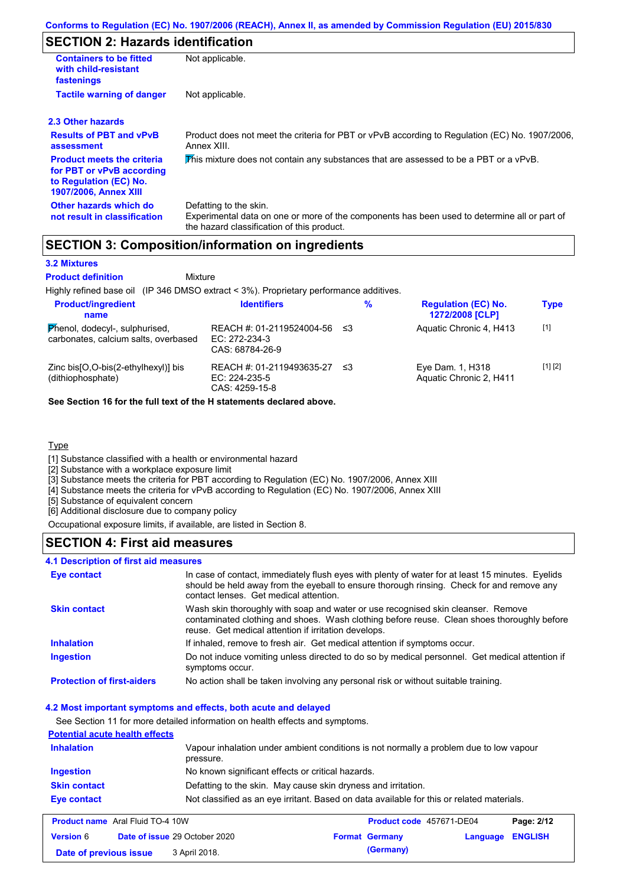## SECTION 2: Hazards identification

| | |
|---|---|
| **Containers to be fitted with child-resistant fastenings** | Not applicable. |
| **Tactile warning of danger** | Not applicable. |

### 2.3 Other hazards

| | |
|---|---|
| **Results of PBT and vPvB assessment** | Product does not meet the criteria for PBT or vPvB according to Regulation (EC) No. 1907/2006, Annex XIII. |
| **Product meets the criteria for PBT or vPvB according to Regulation (EC) No. 1907/2006, Annex XIII** | This mixture does not contain any substances that are assessed to be a PBT or a vPvB. |
| **Other hazards which do not result in classification** | Defatting to the skin. Experimental data on one or more of the components has been used to determine all or part of the hazard classification of this product. |

## SECTION 3: Composition/information on ingredients

### 3.2 Mixtures

**Product definition** Mixture

Highly refined base oil (IP 346 DMSO extract < 3%). Proprietary performance additives.

| Product/ingredient name | Identifiers | % | Regulation (EC) No. 1272/2008 [CLP] | Type |
|---|---|---|---|---|
| Phenol, dodecyl-, sulphurised, carbonates, calcium salts, overbased | REACH #: 01-2119524004-56<br>EC: 272-234-3<br>CAS: 68784-26-9 | ≤3 | Aquatic Chronic 4, H413 | [1] |
| Zinc bis[O,O-bis(2-ethylhexyl)] bis (dithiophosphate) | REACH #: 01-2119493635-27<br>EC: 224-235-5<br>CAS: 4259-15-8 | ≤3 | Eye Dam. 1, H318<br>Aquatic Chronic 2, H411 | [1] [2] |

**See Section 16 for the full text of the H statements declared above.**

Type

[1] Substance classified with a health or environmental hazard
[2] Substance with a workplace exposure limit
[3] Substance meets the criteria for PBT according to Regulation (EC) No. 1907/2006, Annex XIII
[4] Substance meets the criteria for vPvB according to Regulation (EC) No. 1907/2006, Annex XIII
[5] Substance of equivalent concern
[6] Additional disclosure due to company policy

Occupational exposure limits, if available, are listed in Section 8.

## SECTION 4: First aid measures

### 4.1 Description of first aid measures

| | |
|---|---|
| **Eye contact** | In case of contact, immediately flush eyes with plenty of water for at least 15 minutes. Eyelids should be held away from the eyeball to ensure thorough rinsing. Check for and remove any contact lenses. Get medical attention. |
| **Skin contact** | Wash skin thoroughly with soap and water or use recognised skin cleanser. Remove contaminated clothing and shoes. Wash clothing before reuse. Clean shoes thoroughly before reuse. Get medical attention if irritation develops. |
| **Inhalation** | If inhaled, remove to fresh air. Get medical attention if symptoms occur. |
| **Ingestion** | Do not induce vomiting unless directed to do so by medical personnel. Get medical attention if symptoms occur. |
| **Protection of first-aiders** | No action shall be taken involving any personal risk or without suitable training. |

### 4.2 Most important symptoms and effects, both acute and delayed

See Section 11 for more detailed information on health effects and symptoms.

**Potential acute health effects**

| | |
|---|---|
| **Inhalation** | Vapour inhalation under ambient conditions is not normally a problem due to low vapour pressure. |
| **Ingestion** | No known significant effects or critical hazards. |
| **Skin contact** | Defatting to the skin. May cause skin dryness and irritation. |
| **Eye contact** | Not classified as an eye irritant. Based on data available for this or related materials. |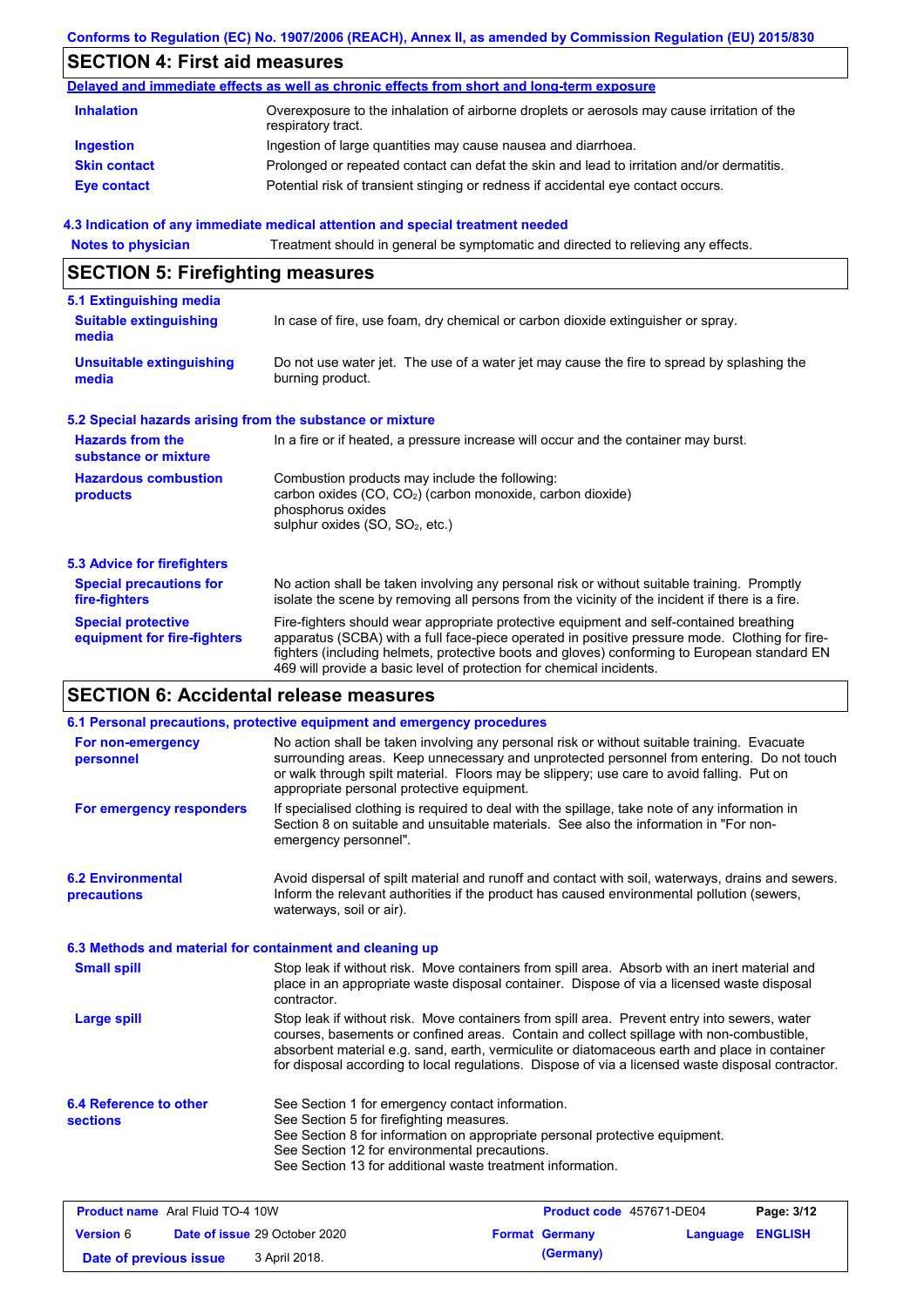## SECTION 4: First aid measures

**Delayed and immediate effects as well as chronic effects from short and long-term exposure**

| | |
|---|---|
| **Inhalation** | Overexposure to the inhalation of airborne droplets or aerosols may cause irritation of the respiratory tract. |
| **Ingestion** | Ingestion of large quantities may cause nausea and diarrhoea. |
| **Skin contact** | Prolonged or repeated contact can defat the skin and lead to irritation and/or dermatitis. |
| **Eye contact** | Potential risk of transient stinging or redness if accidental eye contact occurs. |

### 4.3 Indication of any immediate medical attention and special treatment needed

| | |
|---|---|
| **Notes to physician** | Treatment should in general be symptomatic and directed to relieving any effects. |

## SECTION 5: Firefighting measures

### 5.1 Extinguishing media

| | |
|---|---|
| **Suitable extinguishing media** | In case of fire, use foam, dry chemical or carbon dioxide extinguisher or spray. |
| **Unsuitable extinguishing media** | Do not use water jet. The use of a water jet may cause the fire to spread by splashing the burning product. |

### 5.2 Special hazards arising from the substance or mixture

| | |
|---|---|
| **Hazards from the substance or mixture** | In a fire or if heated, a pressure increase will occur and the container may burst. |
| **Hazardous combustion products** | Combustion products may include the following:<br>carbon oxides (CO, $CO_2$) (carbon monoxide, carbon dioxide)<br>phosphorus oxides<br>sulphur oxides (SO, $SO_2$, etc.) |

### 5.3 Advice for firefighters

| | |
|---|---|
| **Special precautions for fire-fighters** | No action shall be taken involving any personal risk or without suitable training. Promptly isolate the scene by removing all persons from the vicinity of the incident if there is a fire. |
| **Special protective equipment for fire-fighters** | Fire-fighters should wear appropriate protective equipment and self-contained breathing apparatus (SCBA) with a full face-piece operated in positive pressure mode. Clothing for fire-fighters (including helmets, protective boots and gloves) conforming to European standard EN 469 will provide a basic level of protection for chemical incidents. |

## SECTION 6: Accidental release measures

### 6.1 Personal precautions, protective equipment and emergency procedures

| | |
|---|---|
| **For non-emergency personnel** | No action shall be taken involving any personal risk or without suitable training. Evacuate surrounding areas. Keep unnecessary and unprotected personnel from entering. Do not touch or walk through spilt material. Floors may be slippery; use care to avoid falling. Put on appropriate personal protective equipment. |
| **For emergency responders** | If specialised clothing is required to deal with the spillage, take note of any information in Section 8 on suitable and unsuitable materials. See also the information in "For non-emergency personnel". |

| | |
|---|---|
| **6.2 Environmental precautions** | Avoid dispersal of spilt material and runoff and contact with soil, waterways, drains and sewers. Inform the relevant authorities if the product has caused environmental pollution (sewers, waterways, soil or air). |

### 6.3 Methods and material for containment and cleaning up

| | |
|---|---|
| **Small spill** | Stop leak if without risk. Move containers from spill area. Absorb with an inert material and place in an appropriate waste disposal container. Dispose of via a licensed waste disposal contractor. |
| **Large spill** | Stop leak if without risk. Move containers from spill area. Prevent entry into sewers, water courses, basements or confined areas. Contain and collect spillage with non-combustible, absorbent material e.g. sand, earth, vermiculite or diatomaceous earth and place in container for disposal according to local regulations. Dispose of via a licensed waste disposal contractor. |

| | |
|---|---|
| **6.4 Reference to other sections** | See Section 1 for emergency contact information.<br>See Section 5 for firefighting measures.<br>See Section 8 for information on appropriate personal protective equipment.<br>See Section 12 for environmental precautions.<br>See Section 13 for additional waste treatment information. |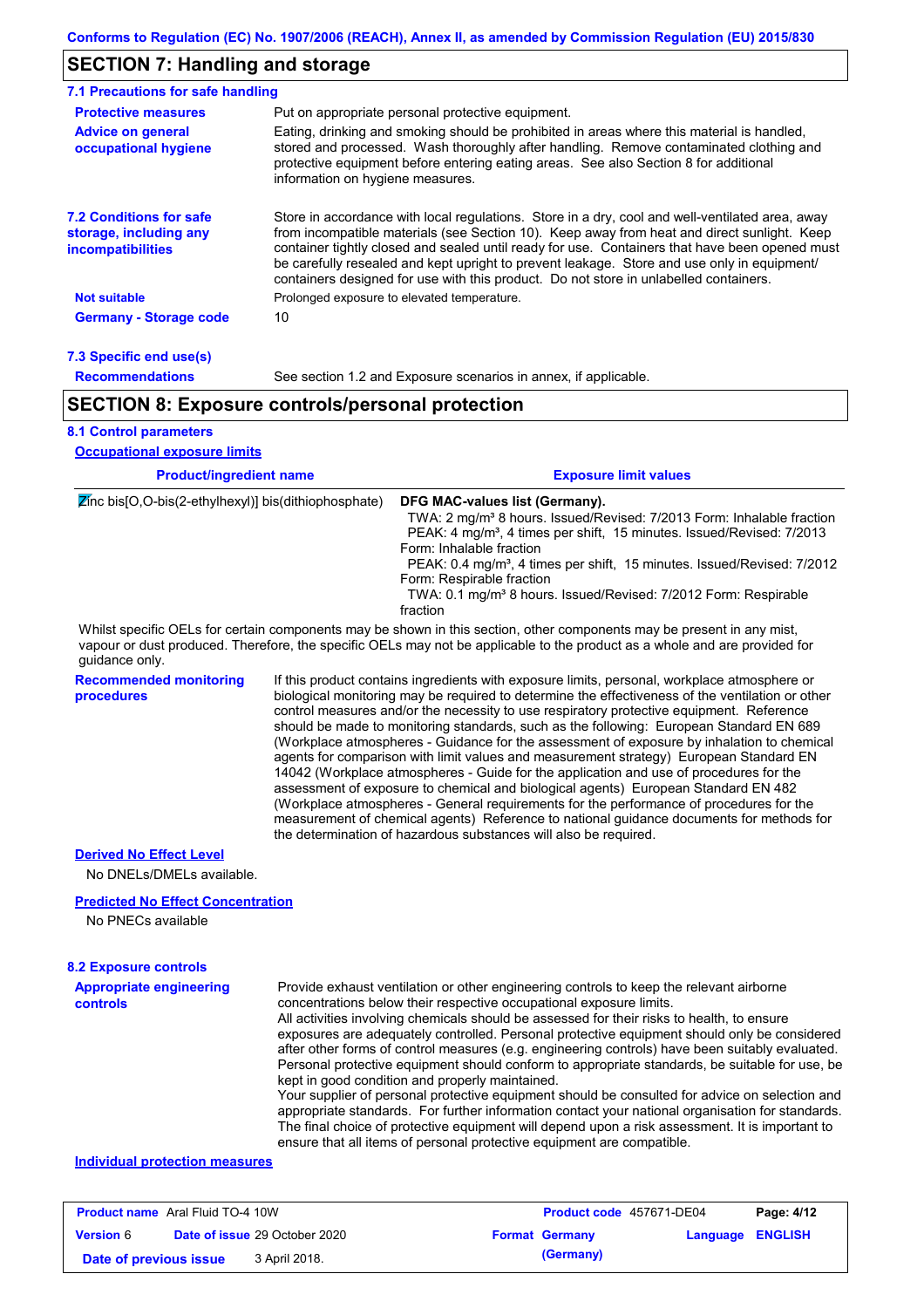Conforms to Regulation (EC) No. 1907/2006 (REACH), Annex II, as amended by Commission Regulation (EU) 2015/830

## SECTION 7: Handling and storage

### 7.1 Precautions for safe handling

**Protective measures**
Put on appropriate personal protective equipment.

**Advice on general occupational hygiene**
Eating, drinking and smoking should be prohibited in areas where this material is handled, stored and processed. Wash thoroughly after handling. Remove contaminated clothing and protective equipment before entering eating areas. See also Section 8 for additional information on hygiene measures.

### 7.2 Conditions for safe storage, including any incompatibilities

Store in accordance with local regulations. Store in a dry, cool and well-ventilated area, away from incompatible materials (see Section 10). Keep away from heat and direct sunlight. Keep container tightly closed and sealed until ready for use. Containers that have been opened must be carefully resealed and kept upright to prevent leakage. Store and use only in equipment/ containers designed for use with this product. Do not store in unlabelled containers.

**Not suitable**
Prolonged exposure to elevated temperature.

**Germany - Storage code**
10

### 7.3 Specific end use(s)

**Recommendations**
See section 1.2 and Exposure scenarios in annex, if applicable.

## SECTION 8: Exposure controls/personal protection

### 8.1 Control parameters

**Occupational exposure limits**

| Product/ingredient name | Exposure limit values |
|---|---|
| Zinc bis[O,O-bis(2-ethylhexyl)] bis(dithiophosphate) | **DFG MAC-values list (Germany).**<br>TWA: 2 mg/m³ 8 hours. Issued/Revised: 7/2013 Form: Inhalable fraction<br>PEAK: 4 mg/m³, 4 times per shift, 15 minutes. Issued/Revised: 7/2013 Form: Inhalable fraction<br>PEAK: 0.4 mg/m³, 4 times per shift, 15 minutes. Issued/Revised: 7/2012 Form: Respirable fraction<br>TWA: 0.1 mg/m³ 8 hours. Issued/Revised: 7/2012 Form: Respirable fraction |

Whilst specific OELs for certain components may be shown in this section, other components may be present in any mist, vapour or dust produced. Therefore, the specific OELs may not be applicable to the product as a whole and are provided for guidance only.

**Recommended monitoring procedures**
If this product contains ingredients with exposure limits, personal, workplace atmosphere or biological monitoring may be required to determine the effectiveness of the ventilation or other control measures and/or the necessity to use respiratory protective equipment. Reference should be made to monitoring standards, such as the following: European Standard EN 689 (Workplace atmospheres - Guidance for the assessment of exposure by inhalation to chemical agents for comparison with limit values and measurement strategy) European Standard EN 14042 (Workplace atmospheres - Guide for the application and use of procedures for the assessment of exposure to chemical and biological agents) European Standard EN 482 (Workplace atmospheres - General requirements for the performance of procedures for the measurement of chemical agents) Reference to national guidance documents for methods for the determination of hazardous substances will also be required.

**Derived No Effect Level**

No DNELs/DMELs available.

**Predicted No Effect Concentration**

No PNECs available

### 8.2 Exposure controls

**Appropriate engineering controls**
Provide exhaust ventilation or other engineering controls to keep the relevant airborne concentrations below their respective occupational exposure limits.
All activities involving chemicals should be assessed for their risks to health, to ensure exposures are adequately controlled. Personal protective equipment should only be considered after other forms of control measures (e.g. engineering controls) have been suitably evaluated. Personal protective equipment should conform to appropriate standards, be suitable for use, be kept in good condition and properly maintained.
Your supplier of personal protective equipment should be consulted for advice on selection and appropriate standards. For further information contact your national organisation for standards. The final choice of protective equipment will depend upon a risk assessment. It is important to ensure that all items of personal protective equipment are compatible.

**Individual protection measures**

| **Product name** Aral Fluid TO-4 10W | **Product code** 457671-DE04 | |
|---|---|---|
| **Version** 6 **Date of issue** 29 October 2020 | **Format** Germany (Germany) | **Language** ENGLISH |
| **Date of previous issue** 3 April 2018. | | |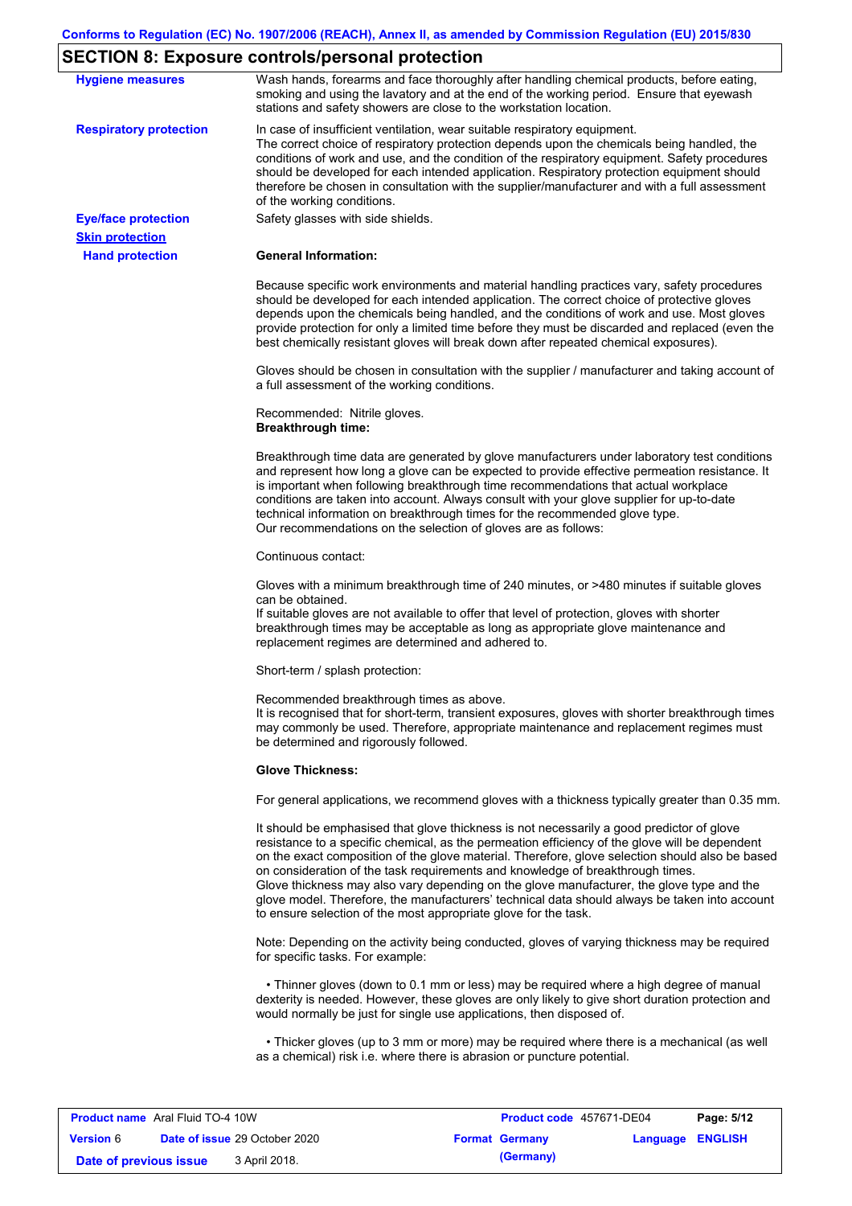## SECTION 8: Exposure controls/personal protection

**Hygiene measures**

Wash hands, forearms and face thoroughly after handling chemical products, before eating, smoking and using the lavatory and at the end of the working period. Ensure that eyewash stations and safety showers are close to the workstation location.

**Respiratory protection**

In case of insufficient ventilation, wear suitable respiratory equipment.
The correct choice of respiratory protection depends upon the chemicals being handled, the conditions of work and use, and the condition of the respiratory equipment. Safety procedures should be developed for each intended application. Respiratory protection equipment should therefore be chosen in consultation with the supplier/manufacturer and with a full assessment of the working conditions.

**Eye/face protection**

Safety glasses with side shields.

**Skin protection**

**Hand protection**

**General Information:**

Because specific work environments and material handling practices vary, safety procedures should be developed for each intended application. The correct choice of protective gloves depends upon the chemicals being handled, and the conditions of work and use. Most gloves provide protection for only a limited time before they must be discarded and replaced (even the best chemically resistant gloves will break down after repeated chemical exposures).

Gloves should be chosen in consultation with the supplier / manufacturer and taking account of a full assessment of the working conditions.

Recommended: Nitrile gloves.
**Breakthrough time:**

Breakthrough time data are generated by glove manufacturers under laboratory test conditions and represent how long a glove can be expected to provide effective permeation resistance. It is important when following breakthrough time recommendations that actual workplace conditions are taken into account. Always consult with your glove supplier for up-to-date technical information on breakthrough times for the recommended glove type.
Our recommendations on the selection of gloves are as follows:

Continuous contact:

Gloves with a minimum breakthrough time of 240 minutes, or >480 minutes if suitable gloves can be obtained.
If suitable gloves are not available to offer that level of protection, gloves with shorter breakthrough times may be acceptable as long as appropriate glove maintenance and replacement regimes are determined and adhered to.

Short-term / splash protection:

Recommended breakthrough times as above.
It is recognised that for short-term, transient exposures, gloves with shorter breakthrough times may commonly be used. Therefore, appropriate maintenance and replacement regimes must be determined and rigorously followed.

**Glove Thickness:**

For general applications, we recommend gloves with a thickness typically greater than 0.35 mm.

It should be emphasised that glove thickness is not necessarily a good predictor of glove resistance to a specific chemical, as the permeation efficiency of the glove will be dependent on the exact composition of the glove material. Therefore, glove selection should also be based on consideration of the task requirements and knowledge of breakthrough times.
Glove thickness may also vary depending on the glove manufacturer, the glove type and the glove model. Therefore, the manufacturers' technical data should always be taken into account to ensure selection of the most appropriate glove for the task.

Note: Depending on the activity being conducted, gloves of varying thickness may be required for specific tasks. For example:

• Thinner gloves (down to 0.1 mm or less) may be required where a high degree of manual dexterity is needed. However, these gloves are only likely to give short duration protection and would normally be just for single use applications, then disposed of.

• Thicker gloves (up to 3 mm or more) may be required where there is a mechanical (as well as a chemical) risk i.e. where there is abrasion or puncture potential.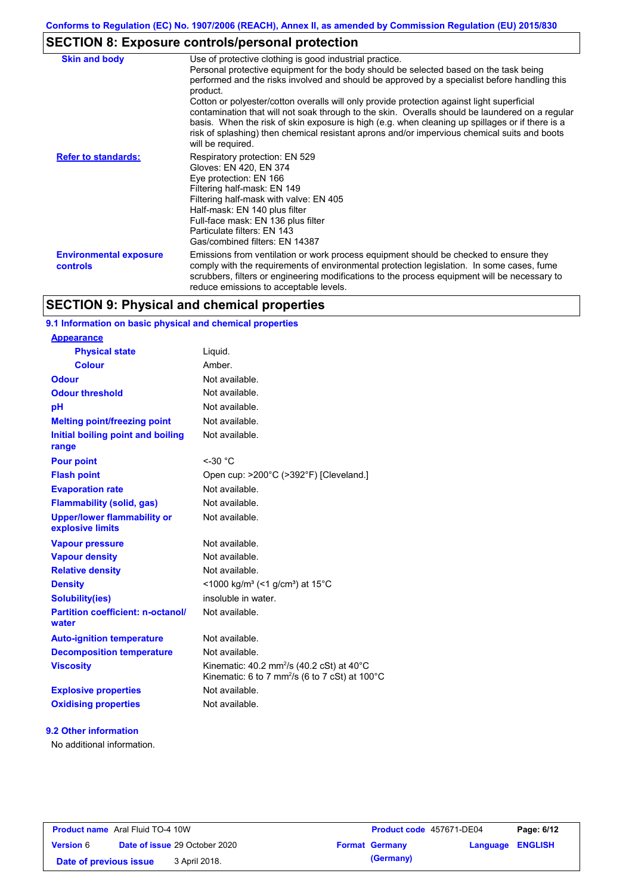## SECTION 8: Exposure controls/personal protection

| | |
|---|---|
| **Skin and body** | Use of protective clothing is good industrial practice. Personal protective equipment for the body should be selected based on the task being performed and the risks involved and should be approved by a specialist before handling this product. Cotton or polyester/cotton overalls will only provide protection against light superficial contamination that will not soak through to the skin. Overalls should be laundered on a regular basis. When the risk of skin exposure is high (e.g. when cleaning up spillages or if there is a risk of splashing) then chemical resistant aprons and/or impervious chemical suits and boots will be required. |
| **Refer to standards:** | Respiratory protection: EN 529<br>Gloves: EN 420, EN 374<br>Eye protection: EN 166<br>Filtering half-mask: EN 149<br>Filtering half-mask with valve: EN 405<br>Half-mask: EN 140 plus filter<br>Full-face mask: EN 136 plus filter<br>Particulate filters: EN 143<br>Gas/combined filters: EN 14387 |
| **Environmental exposure controls** | Emissions from ventilation or work process equipment should be checked to ensure they comply with the requirements of environmental protection legislation. In some cases, fume scrubbers, filters or engineering modifications to the process equipment will be necessary to reduce emissions to acceptable levels. |

## SECTION 9: Physical and chemical properties

### 9.1 Information on basic physical and chemical properties

| | |
|---|---|
| **Appearance** | |
| **Physical state** | Liquid. |
| **Colour** | Amber. |
| **Odour** | Not available. |
| **Odour threshold** | Not available. |
| **pH** | Not available. |
| **Melting point/freezing point** | Not available. |
| **Initial boiling point and boiling range** | Not available. |
| **Pour point** | <-30 °C |
| **Flash point** | Open cup: >200°C (>392°F) [Cleveland.] |
| **Evaporation rate** | Not available. |
| **Flammability (solid, gas)** | Not available. |
| **Upper/lower flammability or explosive limits** | Not available. |
| **Vapour pressure** | Not available. |
| **Vapour density** | Not available. |
| **Relative density** | Not available. |
| **Density** | <1000 kg/m³ (<1 g/cm³) at 15°C |
| **Solubility(ies)** | insoluble in water. |
| **Partition coefficient: n-octanol/ water** | Not available. |
| **Auto-ignition temperature** | Not available. |
| **Decomposition temperature** | Not available. |
| **Viscosity** | Kinematic: 40.2 $mm^2/s$ (40.2 cSt) at 40°C<br>Kinematic: 6 to 7 $mm^2/s$ (6 to 7 cSt) at 100°C |
| **Explosive properties** | Not available. |
| **Oxidising properties** | Not available. |

### 9.2 Other information

No additional information.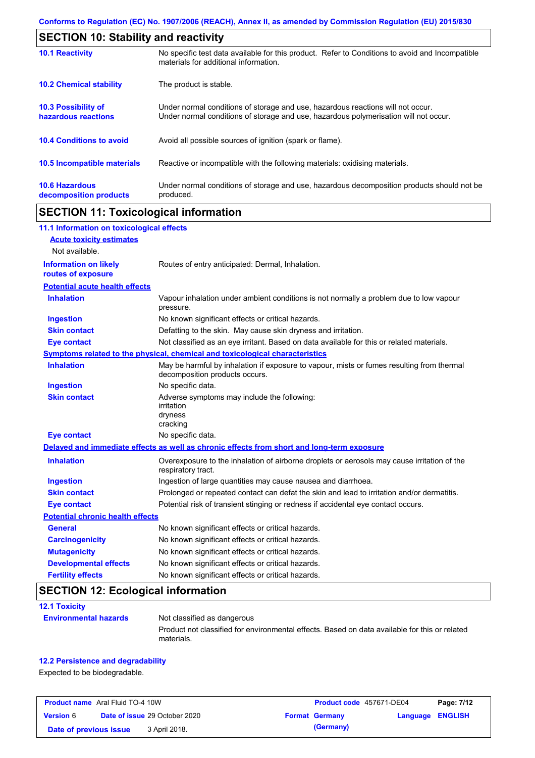## SECTION 10: Stability and reactivity

| | |
|---|---|
| **10.1 Reactivity** | No specific test data available for this product. Refer to Conditions to avoid and Incompatible materials for additional information. |
| **10.2 Chemical stability** | The product is stable. |
| **10.3 Possibility of hazardous reactions** | Under normal conditions of storage and use, hazardous reactions will not occur.<br>Under normal conditions of storage and use, hazardous polymerisation will not occur. |
| **10.4 Conditions to avoid** | Avoid all possible sources of ignition (spark or flame). |
| **10.5 Incompatible materials** | Reactive or incompatible with the following materials: oxidising materials. |
| **10.6 Hazardous decomposition products** | Under normal conditions of storage and use, hazardous decomposition products should not be produced. |

## SECTION 11: Toxicological information

### 11.1 Information on toxicological effects

**Acute toxicity estimates**

Not available.

| | |
|---|---|
| **Information on likely routes of exposure** | Routes of entry anticipated: Dermal, Inhalation. |

**Potential acute health effects**

| | |
|---|---|
| **Inhalation** | Vapour inhalation under ambient conditions is not normally a problem due to low vapour pressure. |
| **Ingestion** | No known significant effects or critical hazards. |
| **Skin contact** | Defatting to the skin. May cause skin dryness and irritation. |
| **Eye contact** | Not classified as an eye irritant. Based on data available for this or related materials. |

**Symptoms related to the physical, chemical and toxicological characteristics**

| | |
|---|---|
| **Inhalation** | May be harmful by inhalation if exposure to vapour, mists or fumes resulting from thermal decomposition products occurs. |
| **Ingestion** | No specific data. |
| **Skin contact** | Adverse symptoms may include the following:<br>irritation<br>dryness<br>cracking |
| **Eye contact** | No specific data. |

**Delayed and immediate effects as well as chronic effects from short and long-term exposure**

| | |
|---|---|
| **Inhalation** | Overexposure to the inhalation of airborne droplets or aerosols may cause irritation of the respiratory tract. |
| **Ingestion** | Ingestion of large quantities may cause nausea and diarrhoea. |
| **Skin contact** | Prolonged or repeated contact can defat the skin and lead to irritation and/or dermatitis. |
| **Eye contact** | Potential risk of transient stinging or redness if accidental eye contact occurs. |

**Potential chronic health effects**

| | |
|---|---|
| **General** | No known significant effects or critical hazards. |
| **Carcinogenicity** | No known significant effects or critical hazards. |
| **Mutagenicity** | No known significant effects or critical hazards. |
| **Developmental effects** | No known significant effects or critical hazards. |
| **Fertility effects** | No known significant effects or critical hazards. |

## SECTION 12: Ecological information

### 12.1 Toxicity

| | |
|---|---|
| **Environmental hazards** | Not classified as dangerous<br>Product not classified for environmental effects. Based on data available for this or related materials. |

### 12.2 Persistence and degradability

Expected to be biodegradable.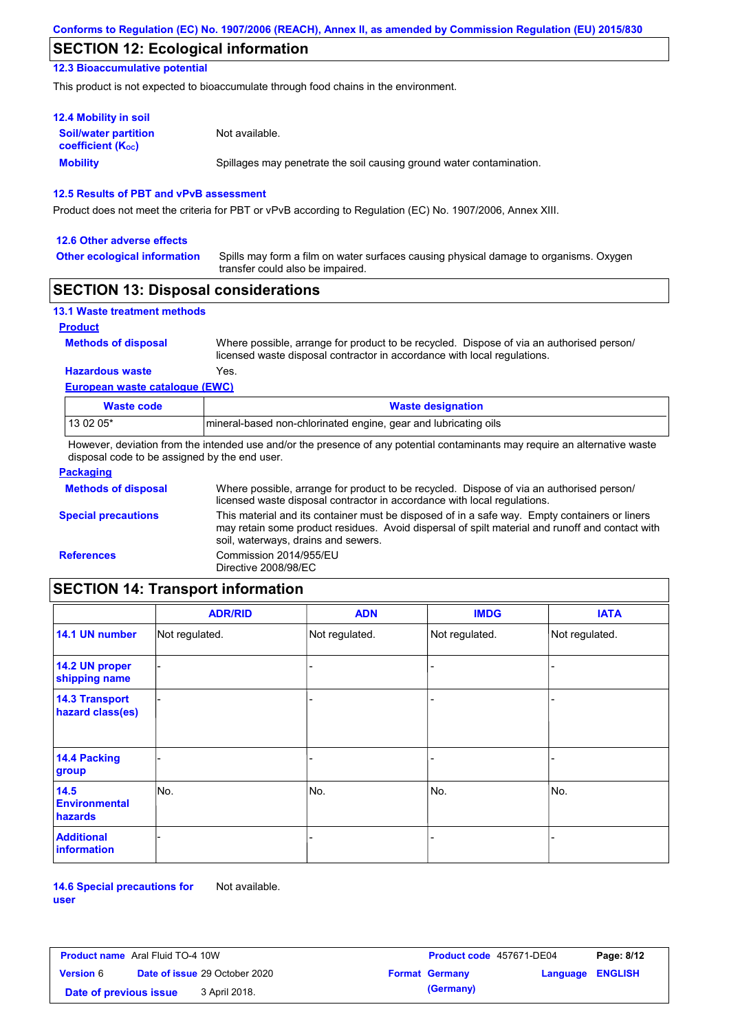## SECTION 12: Ecological information

### 12.3 Bioaccumulative potential

This product is not expected to bioaccumulate through food chains in the environment.

### 12.4 Mobility in soil

**Soil/water partition coefficient ($K_{OC}$)** Not available.

**Mobility** Spillages may penetrate the soil causing ground water contamination.

### 12.5 Results of PBT and vPvB assessment

Product does not meet the criteria for PBT or vPvB according to Regulation (EC) No. 1907/2006, Annex XIII.

### 12.6 Other adverse effects

**Other ecological information** Spills may form a film on water surfaces causing physical damage to organisms. Oxygen transfer could also be impaired.

## SECTION 13: Disposal considerations

### 13.1 Waste treatment methods

**Product**

**Methods of disposal** Where possible, arrange for product to be recycled. Dispose of via an authorised person/ licensed waste disposal contractor in accordance with local regulations.

**Hazardous waste** Yes.

**European waste catalogue (EWC)**

| Waste code | Waste designation |
|---|---|
| 13 02 05* | mineral-based non-chlorinated engine, gear and lubricating oils |

However, deviation from the intended use and/or the presence of any potential contaminants may require an alternative waste disposal code to be assigned by the end user.

**Packaging**

**Methods of disposal** Where possible, arrange for product to be recycled. Dispose of via an authorised person/ licensed waste disposal contractor in accordance with local regulations.

**Special precautions** This material and its container must be disposed of in a safe way. Empty containers or liners may retain some product residues. Avoid dispersal of spilt material and runoff and contact with soil, waterways, drains and sewers.

**References** Commission 2014/955/EU
Directive 2008/98/EC

## SECTION 14: Transport information

| | ADR/RID | ADN | IMDG | IATA |
|---|---|---|---|---|
| 14.1 UN number | Not regulated. | Not regulated. | Not regulated. | Not regulated. |
| 14.2 UN proper shipping name | - | - | - | - |
| 14.3 Transport hazard class(es) | - | - | - | - |
| 14.4 Packing group | - | - | - | - |
| 14.5 Environmental hazards | No. | No. | No. | No. |
| Additional information | - | - | - | - |

**14.6 Special precautions for user** Not available.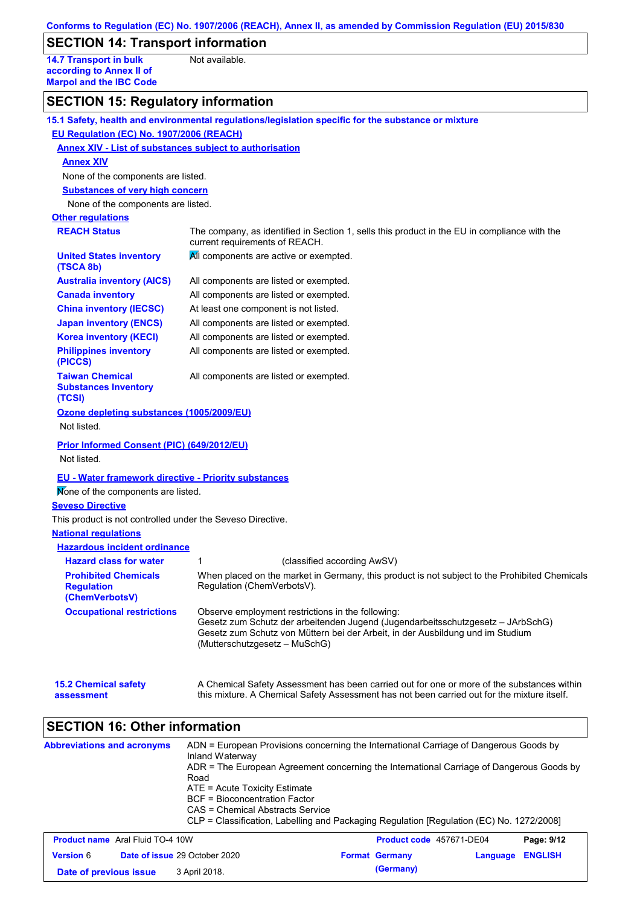Conforms to Regulation (EC) No. 1907/2006 (REACH), Annex II, as amended by Commission Regulation (EU) 2015/830

## SECTION 14: Transport information

| | |
|---|---|
| **14.7 Transport in bulk according to Annex II of Marpol and the IBC Code** | Not available. |

## SECTION 15: Regulatory information

**15.1 Safety, health and environmental regulations/legislation specific for the substance or mixture**

**EU Regulation (EC) No. 1907/2006 (REACH)**

**Annex XIV - List of substances subject to authorisation**

**Annex XIV**

None of the components are listed.

**Substances of very high concern**

None of the components are listed.

**Other regulations**

| | |
|---|---|
| **REACH Status** | The company, as identified in Section 1, sells this product in the EU in compliance with the current requirements of REACH. |
| **United States inventory (TSCA 8b)** | All components are active or exempted. |
| **Australia inventory (AICS)** | All components are listed or exempted. |
| **Canada inventory** | All components are listed or exempted. |
| **China inventory (IECSC)** | At least one component is not listed. |
| **Japan inventory (ENCS)** | All components are listed or exempted. |
| **Korea inventory (KECI)** | All components are listed or exempted. |
| **Philippines inventory (PICCS)** | All components are listed or exempted. |
| **Taiwan Chemical Substances Inventory (TCSI)** | All components are listed or exempted. |

**Ozone depleting substances (1005/2009/EU)**

Not listed.

**Prior Informed Consent (PIC) (649/2012/EU)**

Not listed.

**EU - Water framework directive - Priority substances**

None of the components are listed.

**Seveso Directive**

This product is not controlled under the Seveso Directive.

**National regulations**

**Hazardous incident ordinance**

| | |
|---|---|
| **Hazard class for water** | 1 (classified according AwSV) |
| **Prohibited Chemicals Regulation (ChemVerbotsV)** | When placed on the market in Germany, this product is not subject to the Prohibited Chemicals Regulation (ChemVerbotsV). |
| **Occupational restrictions** | Observe employment restrictions in the following:<br>Gesetz zum Schutz der arbeitenden Jugend (Jugendarbeitsschutzgesetz – JArbSchG)<br>Gesetz zum Schutz von Müttern bei der Arbeit, in der Ausbildung und im Studium (Mutterschutzgesetz – MuSchG) |

| | |
|---|---|
| **15.2 Chemical safety assessment** | A Chemical Safety Assessment has been carried out for one or more of the substances within this mixture. A Chemical Safety Assessment has not been carried out for the mixture itself. |

## SECTION 16: Other information

**Abbreviations and acronyms**

ADN = European Provisions concerning the International Carriage of Dangerous Goods by Inland Waterway
ADR = The European Agreement concerning the International Carriage of Dangerous Goods by Road
ATE = Acute Toxicity Estimate
BCF = Bioconcentration Factor
CAS = Chemical Abstracts Service
CLP = Classification, Labelling and Packaging Regulation [Regulation (EC) No. 1272/2008]

| | | | |
|---|---|---|---|
| **Product name** Aral Fluid TO-4 10W | | **Product code** 457671-DE04 | |
| **Version** 6 | **Date of issue** 29 October 2020 | **Format** Germany (Germany) | **Language** ENGLISH |
| **Date of previous issue** | 3 April 2018. | | |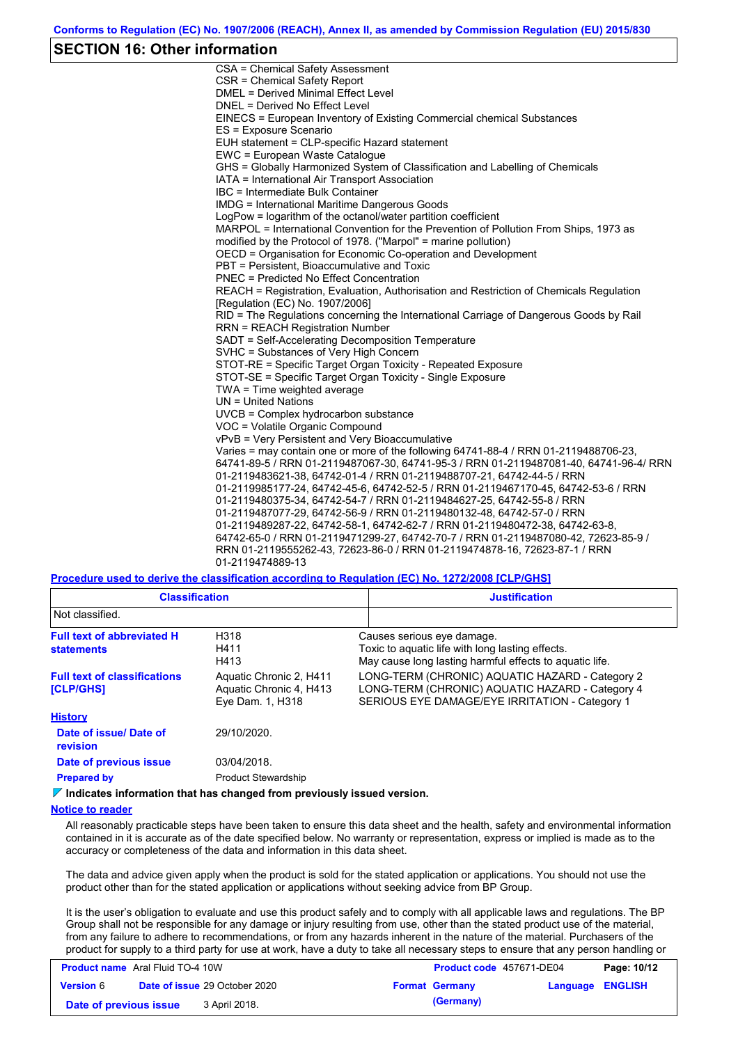## SECTION 16: Other information

CSA = Chemical Safety Assessment
CSR = Chemical Safety Report
DMEL = Derived Minimal Effect Level
DNEL = Derived No Effect Level
EINECS = European Inventory of Existing Commercial chemical Substances
ES = Exposure Scenario
EUH statement = CLP-specific Hazard statement
EWC = European Waste Catalogue
GHS = Globally Harmonized System of Classification and Labelling of Chemicals
IATA = International Air Transport Association
IBC = Intermediate Bulk Container
IMDG = International Maritime Dangerous Goods
LogPow = logarithm of the octanol/water partition coefficient
MARPOL = International Convention for the Prevention of Pollution From Ships, 1973 as modified by the Protocol of 1978. ("Marpol" = marine pollution)
OECD = Organisation for Economic Co-operation and Development
PBT = Persistent, Bioaccumulative and Toxic
PNEC = Predicted No Effect Concentration
REACH = Registration, Evaluation, Authorisation and Restriction of Chemicals Regulation [Regulation (EC) No. 1907/2006]
RID = The Regulations concerning the International Carriage of Dangerous Goods by Rail
RRN = REACH Registration Number
SADT = Self-Accelerating Decomposition Temperature
SVHC = Substances of Very High Concern
STOT-RE = Specific Target Organ Toxicity - Repeated Exposure
STOT-SE = Specific Target Organ Toxicity - Single Exposure
TWA = Time weighted average
UN = United Nations
UVCB = Complex hydrocarbon substance
VOC = Volatile Organic Compound
vPvB = Very Persistent and Very Bioaccumulative
Varies = may contain one or more of the following 64741-88-4 / RRN 01-2119488706-23, 64741-89-5 / RRN 01-2119487067-30, 64741-95-3 / RRN 01-2119487081-40, 64741-96-4/ RRN 01-2119483621-38, 64742-01-4 / RRN 01-2119488707-21, 64742-44-5 / RRN 01-2119985177-24, 64742-45-6, 64742-52-5 / RRN 01-2119467170-45, 64742-53-6 / RRN 01-2119480375-34, 64742-54-7 / RRN 01-2119484627-25, 64742-55-8 / RRN 01-2119487077-29, 64742-56-9 / RRN 01-2119480132-48, 64742-57-0 / RRN 01-2119489287-22, 64742-58-1, 64742-62-7 / RRN 01-2119480472-38, 64742-63-8, 64742-65-0 / RRN 01-2119471299-27, 64742-70-7 / RRN 01-2119487080-42, 72623-85-9 / RRN 01-2119555262-43, 72623-86-0 / RRN 01-2119474878-16, 72623-87-1 / RRN 01-2119474889-13

**Procedure used to derive the classification according to Regulation (EC) No. 1272/2008 [CLP/GHS]**

| Classification | Justification |
|---|---|
| Not classified. | |

**Full text of abbreviated H statements**

| | |
|---|---|
| H318 | Causes serious eye damage. |
| H411 | Toxic to aquatic life with long lasting effects. |
| H413 | May cause long lasting harmful effects to aquatic life. |

**Full text of classifications [CLP/GHS]**

| | |
|---|---|
| Aquatic Chronic 2, H411 | LONG-TERM (CHRONIC) AQUATIC HAZARD - Category 2 |
| Aquatic Chronic 4, H413 | LONG-TERM (CHRONIC) AQUATIC HAZARD - Category 4 |
| Eye Dam. 1, H318 | SERIOUS EYE DAMAGE/EYE IRRITATION - Category 1 |

**History**

**Date of issue/ Date of revision** 29/10/2020.

**Date of previous issue** 03/04/2018.

**Prepared by** Product Stewardship

**Indicates information that has changed from previously issued version.**

**Notice to reader**

All reasonably practicable steps have been taken to ensure this data sheet and the health, safety and environmental information contained in it is accurate as of the date specified below. No warranty or representation, express or implied is made as to the accuracy or completeness of the data and information in this data sheet.

The data and advice given apply when the product is sold for the stated application or applications. You should not use the product other than for the stated application or applications without seeking advice from BP Group.

It is the user's obligation to evaluate and use this product safely and to comply with all applicable laws and regulations. The BP Group shall not be responsible for any damage or injury resulting from use, other than the stated product use of the material, from any failure to adhere to recommendations, or from any hazards inherent in the nature of the material. Purchasers of the product for supply to a third party for use at work, have a duty to take all necessary steps to ensure that any person handling or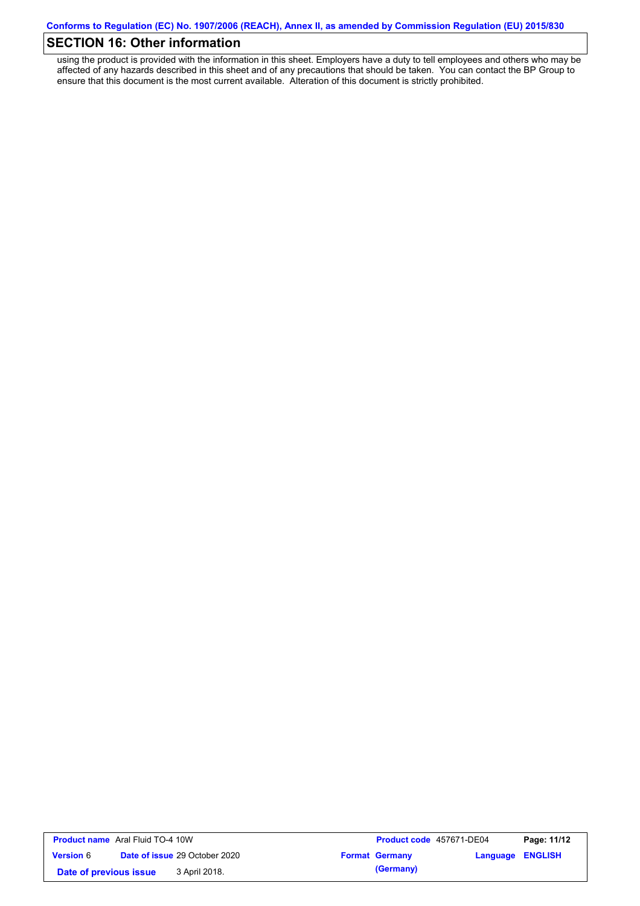## SECTION 16: Other information

using the product is provided with the information in this sheet. Employers have a duty to tell employees and others who may be affected of any hazards described in this sheet and of any precautions that should be taken. You can contact the BP Group to ensure that this document is the most current available. Alteration of this document is strictly prohibited.